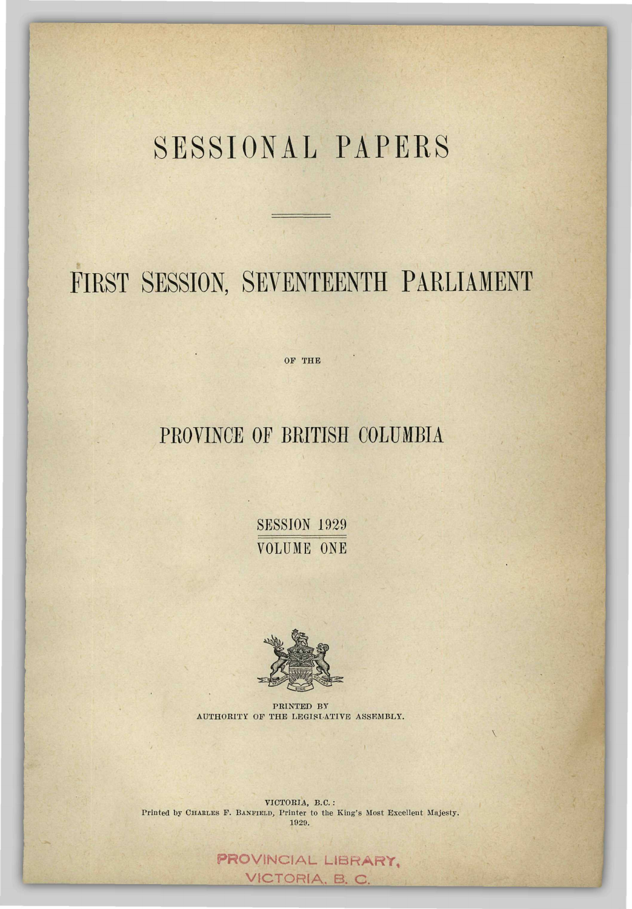# SESSIONAL PAPERS

## FIRST SESSION, SEVENTEENTH PARLIAMENT

OF THE

## PROVINCE OF BRITISH COLUMBIA

SESSION 1929

VOLUME ONE

PRINTED BY
AUTHORITY OF THE LEGISLATIVE ASSEMBLY.

VICTORIA, B.C.:
Printed by CHARLES F. BANFIELD, Printer to the King's Most Excellent Majesty.
1929.

PROVINCIAL LIBRARY,
VICTORIA, B. C.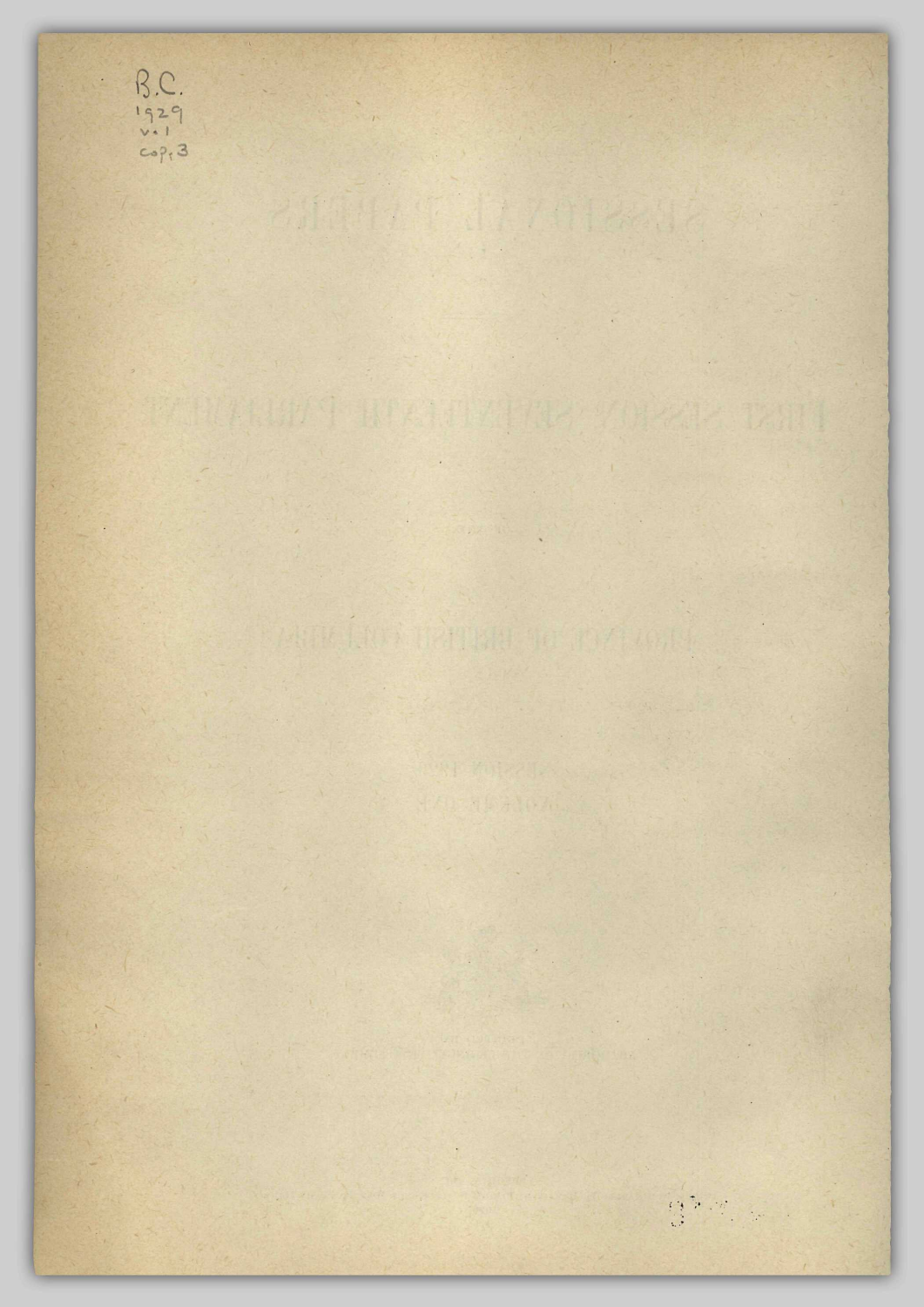B.C.
1929
v.1
cop. 3